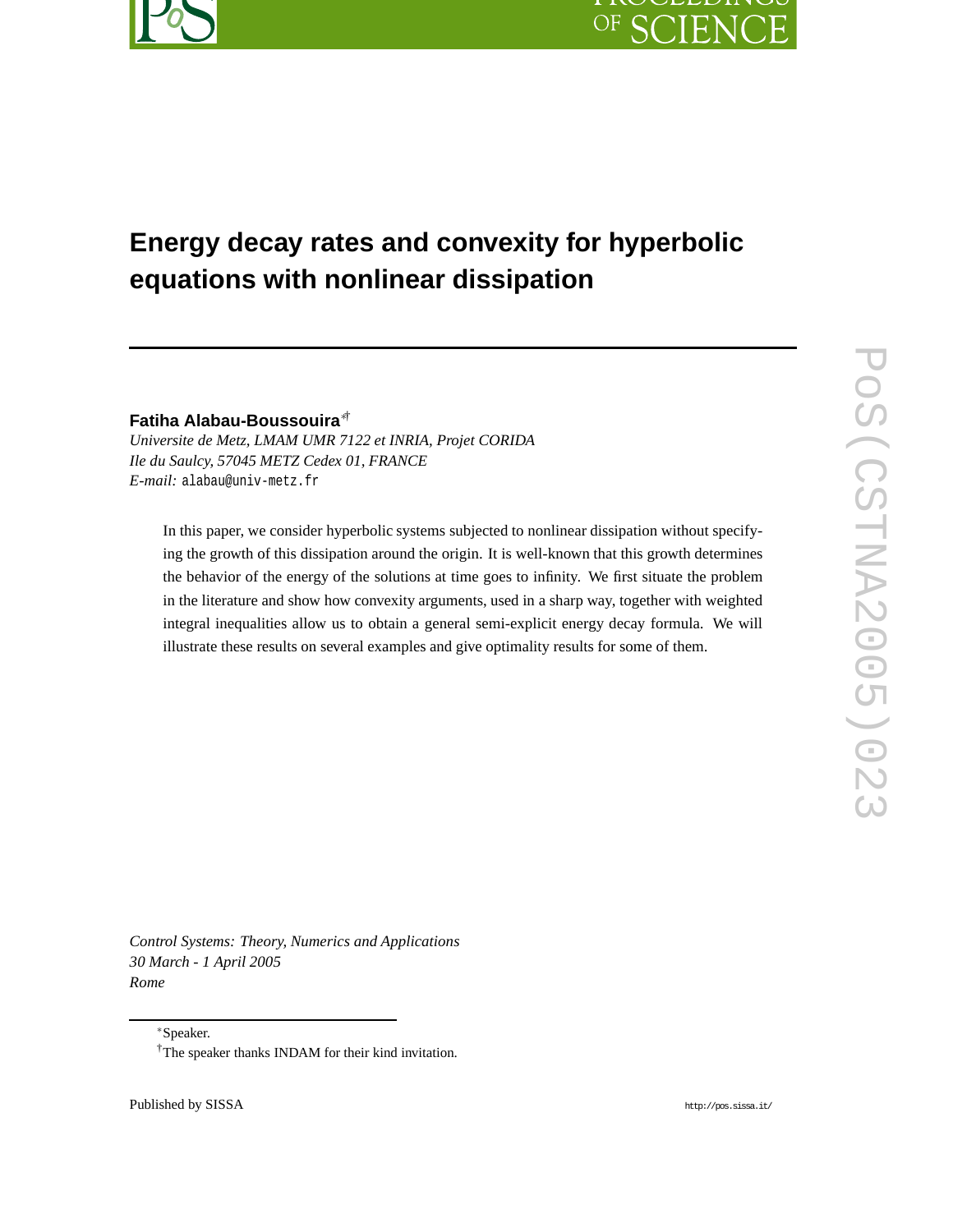# Energy decay rates and convexity for hyperbolic equations with nonlinear dissipation

**Fatiha Alabau-Boussouira**[∗†]

*Universite de Metz, LMAM UMR 7122 et INRIA, Projet CORIDA*
*Ile du Saulcy, 57045 METZ Cedex 01, FRANCE*
*E-mail:* alabau@univ-metz.fr

In this paper, we consider hyperbolic systems subjected to nonlinear dissipation without specifying the growth of this dissipation around the origin. It is well-known that this growth determines the behavior of the energy of the solutions at time goes to infinity. We first situate the problem in the literature and show how convexity arguments, used in a sharp way, together with weighted integral inequalities allow us to obtain a general semi-explicit energy decay formula. We will illustrate these results on several examples and give optimality results for some of them.

*Control Systems: Theory, Numerics and Applications*
*30 March - 1 April 2005*
*Rome*

[∗]Speaker.
[†]The speaker thanks INDAM for their kind invitation.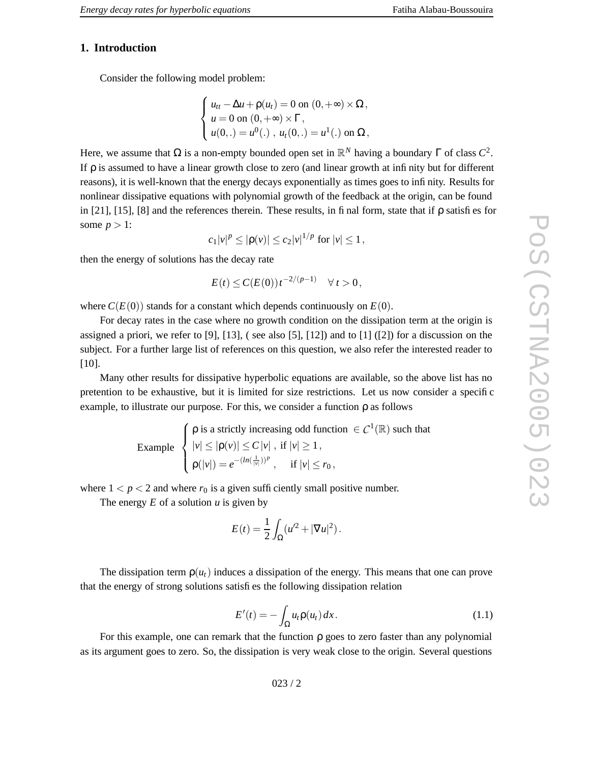## 1. Introduction

Consider the following model problem:

$$\begin{cases} u_{tt} - \Delta u + \rho(u_t) = 0 \text{ on } (0,+\infty)\times\Omega\,, \\ u = 0 \text{ on } (0,+\infty)\times\Gamma\,, \\ u(0,.) = u^0(.)\,,\; u_t(0,.) = u^1(.) \text{ on } \Omega\,, \end{cases}$$

Here, we assume that $\Omega$ is a non-empty bounded open set in $\mathbb{R}^N$ having a boundary $\Gamma$ of class $C^2$. If $\rho$ is assumed to have a linear growth close to zero (and linear growth at infinity but for different reasons), it is well-known that the energy decays exponentially as times goes to infinity. Results for nonlinear dissipative equations with polynomial growth of the feedback at the origin, can be found in [21], [15], [8] and the references therein. These results, in final form, state that if $\rho$ satisfies for some $p > 1$:

$$c_1|v|^p \le |\rho(v)| \le c_2|v|^{1/p} \text{ for } |v| \le 1\,,$$

then the energy of solutions has the decay rate

$$E(t) \le C(E(0))\,t^{-2/(p-1)} \quad \forall\, t > 0\,,$$

where $C(E(0))$ stands for a constant which depends continuously on $E(0)$.

For decay rates in the case where no growth condition on the dissipation term at the origin is assigned a priori, we refer to [9], [13], ( see also [5], [12]) and to [1] ([2]) for a discussion on the subject. For a further large list of references on this question, we also refer the interested reader to [10].

Many other results for dissipative hyperbolic equations are available, so the above list has no pretention to be exhaustive, but it is limited for size restrictions. Let us now consider a specific example, to illustrate our purpose. For this, we consider a function $\rho$ as follows

$$\text{Example} \quad \begin{cases} \rho \text{ is a strictly increasing odd function } \in C^1(\mathbb{R}) \text{ such that} \\ |v| \le |\rho(v)| \le C\,|v|\,, \text{ if } |v| \ge 1\,, \\ \rho(|v|) = e^{-(ln(\frac{1}{|v|}))^p}\,, \quad \text{ if } |v| \le r_0\,, \end{cases}$$

where $1 < p < 2$ and where $r_0$ is a given sufficiently small positive number.

The energy $E$ of a solution $u$ is given by

$$E(t) = \frac{1}{2}\int_\Omega (u'^2 + |\nabla u|^2)\,.$$

The dissipation term $\rho(u_t)$ induces a dissipation of the energy. This means that one can prove that the energy of strong solutions satisfies the following dissipation relation

$$E'(t) = -\int_\Omega u_t\rho(u_t)\,dx\,. \tag{1.1}$$

For this example, one can remark that the function $\rho$ goes to zero faster than any polynomial as its argument goes to zero. So, the dissipation is very weak close to the origin. Several questions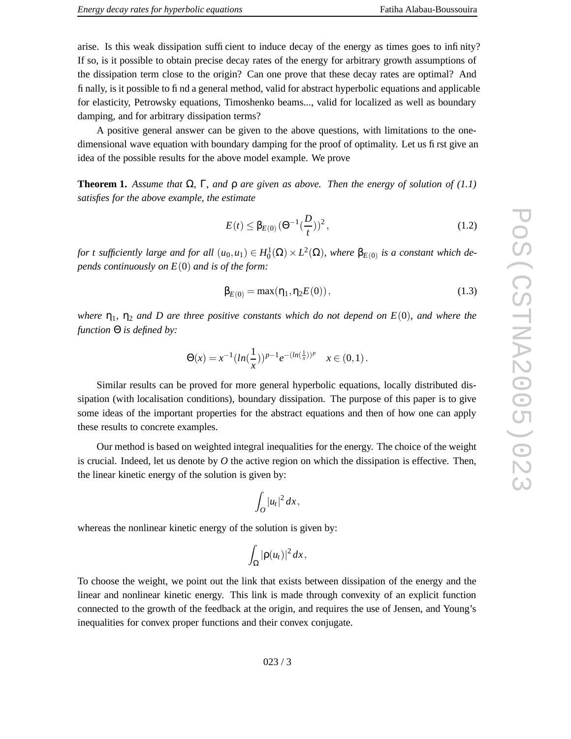arise. Is this weak dissipation sufficient to induce decay of the energy as times goes to infinity? If so, is it possible to obtain precise decay rates of the energy for arbitrary growth assumptions of the dissipation term close to the origin? Can one prove that these decay rates are optimal? And finally, is it possible to find a general method, valid for abstract hyperbolic equations and applicable for elasticity, Petrowsky equations, Timoshenko beams..., valid for localized as well as boundary damping, and for arbitrary dissipation terms?

A positive general answer can be given to the above questions, with limitations to the one-dimensional wave equation with boundary damping for the proof of optimality. Let us first give an idea of the possible results for the above model example. We prove

**Theorem 1.** *Assume that $\Omega$, $\Gamma$, and $\rho$ are given as above. Then the energy of solution of (1.1) satisfies for the above example, the estimate*

$$E(t) \leq \beta_{E(0)} (\Theta^{-1}(\frac{D}{t}))^2 , \tag{1.2}$$

*for t sufficiently large and for all $(u_0, u_1) \in H_0^1(\Omega) \times L^2(\Omega)$, where $\beta_{E(0)}$ is a constant which depends continuously on $E(0)$ and is of the form:*

$$\beta_{E(0)} = \max(\eta_1, \eta_2 E(0)) , \tag{1.3}$$

*where $\eta_1$, $\eta_2$ and $D$ are three positive constants which do not depend on $E(0)$, and where the function $\Theta$ is defined by:*

$$\Theta(x) = x^{-1}(ln(\frac{1}{x}))^{p-1} e^{-(ln(\frac{1}{x}))^p} \quad x \in (0,1) .$$

Similar results can be proved for more general hyperbolic equations, locally distributed dissipation (with localisation conditions), boundary dissipation. The purpose of this paper is to give some ideas of the important properties for the abstract equations and then of how one can apply these results to concrete examples.

Our method is based on weighted integral inequalities for the energy. The choice of the weight is crucial. Indeed, let us denote by $O$ the active region on which the dissipation is effective. Then, the linear kinetic energy of the solution is given by:

$$\int_O |u_t|^2 \, dx ,$$

whereas the nonlinear kinetic energy of the solution is given by:

$$\int_\Omega |\rho(u_t)|^2 \, dx ,$$

To choose the weight, we point out the link that exists between dissipation of the energy and the linear and nonlinear kinetic energy. This link is made through convexity of an explicit function connected to the growth of the feedback at the origin, and requires the use of Jensen, and Young's inequalities for convex proper functions and their convex conjugate.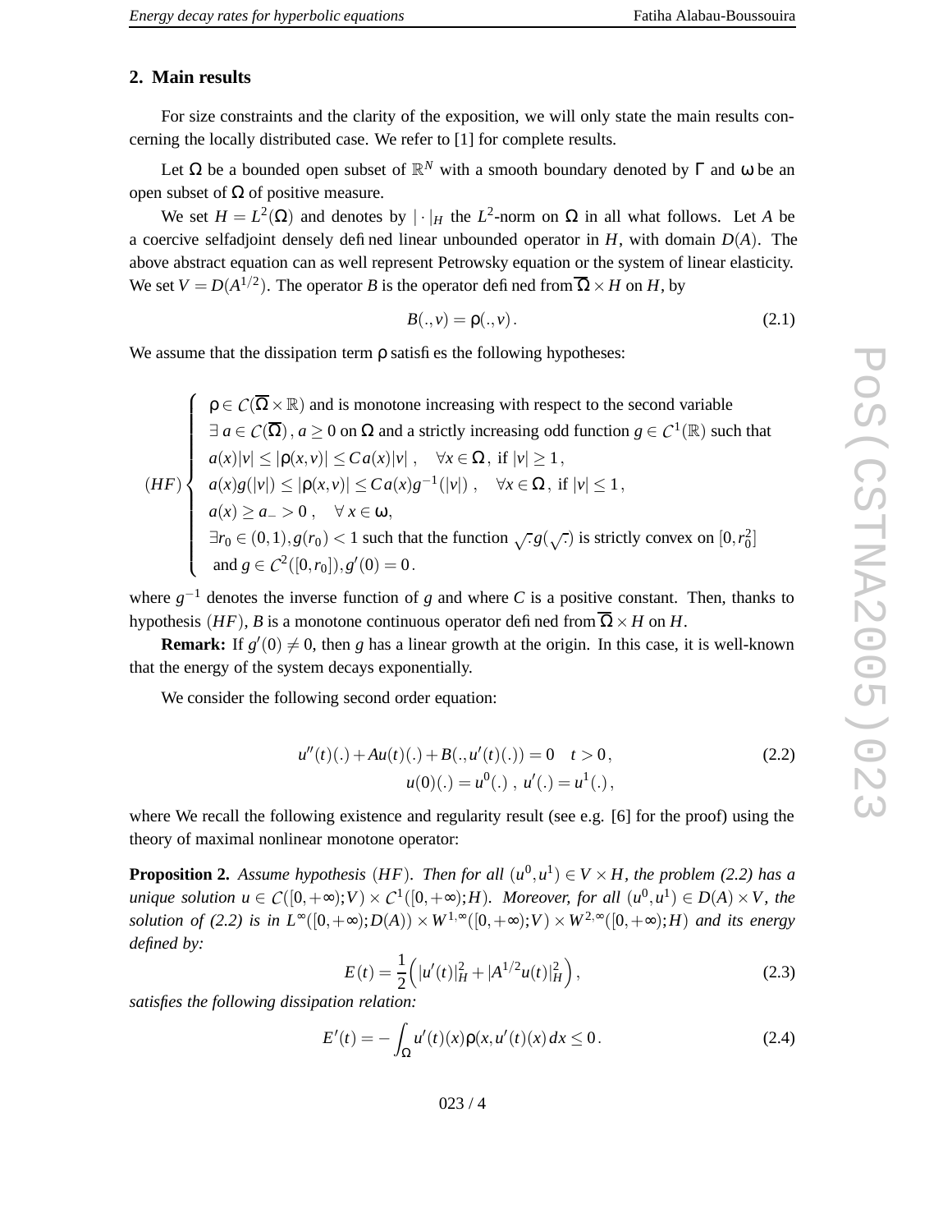## 2. Main results

For size constraints and the clarity of the exposition, we will only state the main results concerning the locally distributed case. We refer to [1] for complete results.

Let $\Omega$ be a bounded open subset of $\mathbb{R}^N$ with a smooth boundary denoted by $\Gamma$ and $\omega$ be an open subset of $\Omega$ of positive measure.

We set $H = L^2(\Omega)$ and denotes by $|\cdot|_H$ the $L^2$-norm on $\Omega$ in all what follows. Let $A$ be a coercive selfadjoint densely defined linear unbounded operator in $H$, with domain $D(A)$. The above abstract equation can as well represent Petrowsky equation or the system of linear elasticity. We set $V = D(A^{1/2})$. The operator $B$ is the operator defined from $\overline{\Omega} \times H$ on $H$, by

$$B(.,v) = \rho(.,v). \tag{2.1}$$

We assume that the dissipation term $\rho$ satisfies the following hypotheses:

$$(HF) \begin{cases} \rho \in \mathcal{C}(\overline{\Omega} \times \mathbb{R}) \text{ and is monotone increasing with respect to the second variable} \\ \exists\, a \in \mathcal{C}(\overline{\Omega}),\, a \geq 0 \text{ on } \Omega \text{ and a strictly increasing odd function } g \in \mathcal{C}^1(\mathbb{R}) \text{ such that} \\ a(x)|v| \leq |\rho(x,v)| \leq C\, a(x)|v|\,, \quad \forall x \in \Omega,\ \text{if } |v| \geq 1\,, \\ a(x) g(|v|) \leq |\rho(x,v)| \leq C\, a(x) g^{-1}(|v|)\,, \quad \forall x \in \Omega,\ \text{if } |v| \leq 1\,, \\ a(x) \geq a_- > 0\,, \quad \forall\, x \in \omega, \\ \exists r_0 \in (0,1), g(r_0) < 1 \text{ such that the function } \sqrt{.}\, g(\sqrt{.}) \text{ is strictly convex on } [0, r_0^2] \\ \text{ and } g \in \mathcal{C}^2([0,r_0]), g'(0) = 0\,. \end{cases}$$

where $g^{-1}$ denotes the inverse function of $g$ and where $C$ is a positive constant. Then, thanks to hypothesis $(HF)$, $B$ is a monotone continuous operator defined from $\overline{\Omega} \times H$ on $H$.

**Remark:** If $g'(0) \neq 0$, then $g$ has a linear growth at the origin. In this case, it is well-known that the energy of the system decays exponentially.

We consider the following second order equation:

$$\begin{gathered} u''(t)(.) + Au(t)(.) + B(.,u'(t)(.)) = 0 \quad t > 0\,, \\ u(0)(.) = u^0(.)\,,\ u'(.) = u^1(.)\,, \end{gathered} \tag{2.2}$$

where We recall the following existence and regularity result (see e.g. [6] for the proof) using the theory of maximal nonlinear monotone operator:

**Proposition 2.** *Assume hypothesis $(HF)$. Then for all $(u^0,u^1) \in V \times H$, the problem (2.2) has a unique solution $u \in \mathcal{C}([0,+\infty);V) \times \mathcal{C}^1([0,+\infty);H)$. Moreover, for all $(u^0,u^1) \in D(A) \times V$, the solution of (2.2) is in $L^\infty([0,+\infty);D(A)) \times W^{1,\infty}([0,+\infty);V) \times W^{2,\infty}([0,+\infty);H)$ and its energy defined by:*

$$E(t) = \frac{1}{2}\Big(|u'(t)|_H^2 + |A^{1/2}u(t)|_H^2\Big), \tag{2.3}$$

*satisfies the following dissipation relation:*

$$E'(t) = -\int_\Omega u'(t)(x)\rho(x,u'(t)(x))\,dx \leq 0\,. \tag{2.4}$$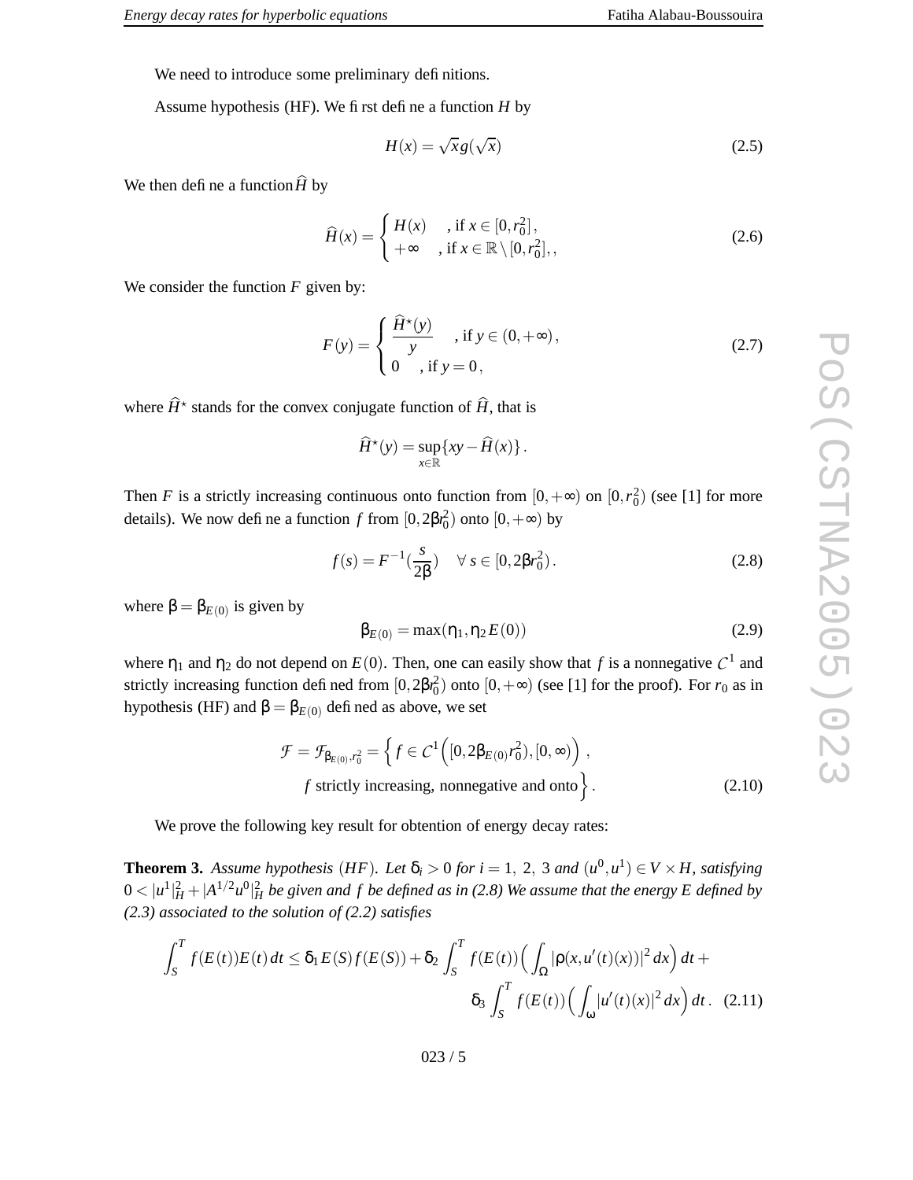We need to introduce some preliminary definitions.

Assume hypothesis (HF). We first define a function $H$ by

$$H(x) = \sqrt{x}\, g(\sqrt{x}) \tag{2.5}$$

We then define a function $\widehat{H}$ by

$$\widehat{H}(x) = \begin{cases} H(x) & , \text{if } x \in [0, r_0^2], \\ +\infty & , \text{if } x \in \mathbb{R} \setminus [0, r_0^2], , \end{cases} \tag{2.6}$$

We consider the function $F$ given by:

$$F(y) = \begin{cases} \dfrac{\widehat{H}^\star(y)}{y} & , \text{if } y \in (0, +\infty), \\ 0 & , \text{if } y = 0, \end{cases} \tag{2.7}$$

where $\widehat{H}^\star$ stands for the convex conjugate function of $\widehat{H}$, that is

$$\widehat{H}^\star(y) = \sup_{x \in \mathbb{R}} \{xy - \widehat{H}(x)\}.$$

Then $F$ is a strictly increasing continuous onto function from $[0, +\infty)$ on $[0, r_0^2)$ (see [1] for more details). We now define a function $f$ from $[0, 2\beta r_0^2)$ onto $[0, +\infty)$ by

$$f(s) = F^{-1}\left(\frac{s}{2\beta}\right) \quad \forall\, s \in [0, 2\beta r_0^2). \tag{2.8}$$

where $\beta = \beta_{E(0)}$ is given by

$$\beta_{E(0)} = \max(\eta_1, \eta_2 E(0)) \tag{2.9}$$

where $\eta_1$ and $\eta_2$ do not depend on $E(0)$. Then, one can easily show that $f$ is a nonnegative $\mathcal{C}^1$ and strictly increasing function defined from $[0, 2\beta r_0^2)$ onto $[0, +\infty)$ (see [1] for the proof). For $r_0$ as in hypothesis (HF) and $\beta = \beta_{E(0)}$ defined as above, we set

$$\mathcal{F} = \mathcal{F}_{\beta_{E(0)}, r_0^2} = \Big\{ f \in \mathcal{C}^1\Big([0, 2\beta_{E(0)} r_0^2), [0, \infty)\Big)\,, \\ f \text{ strictly increasing, nonnegative and onto} \Big\}. \tag{2.10}$$

We prove the following key result for obtention of energy decay rates:

**Theorem 3.** *Assume hypothesis $(HF)$. Let $\delta_i > 0$ for $i = 1,\ 2,\ 3$ and $(u^0, u^1) \in V \times H$, satisfying $0 < |u^1|_H^2 + |A^{1/2}u^0|_H^2$ be given and $f$ be defined as in (2.8) We assume that the energy $E$ defined by (2.3) associated to the solution of (2.2) satisfies*

$$\int_S^T f(E(t))E(t)\, dt \leq \delta_1 E(S) f(E(S)) + \delta_2 \int_S^T f(E(t)) \Big( \int_\Omega |\rho(x, u'(t)(x))|^2\, dx \Big)\, dt + \\ \delta_3 \int_S^T f(E(t)) \Big( \int_\omega |u'(t)(x)|^2\, dx \Big)\, dt. \tag{2.11}$$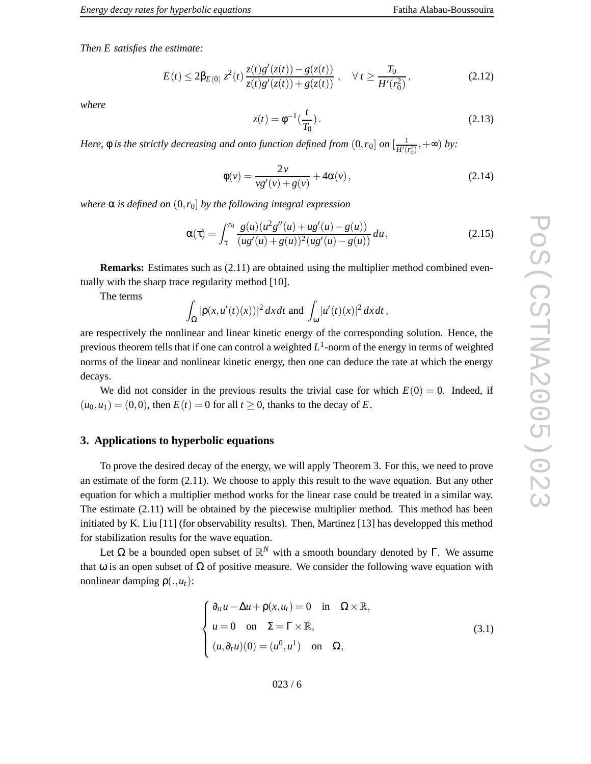*Then $E$ satisfies the estimate:*

$$E(t) \leq 2\beta_{E(0)}\, z^2(t)\, \frac{z(t)g'(z(t)) - g(z(t))}{z(t)g'(z(t)) + g(z(t))}\,, \quad \forall\, t \geq \frac{T_0}{H'(r_0^2)}\,, \tag{2.12}$$

*where*

$$z(t) = \phi^{-1}(\frac{t}{T_0})\,. \tag{2.13}$$

*Here, $\phi$ is the strictly decreasing and onto function defined from $(0, r_0]$ on $[\frac{1}{H'(r_0^2)}, +\infty)$ by:*

$$\phi(v) = \frac{2v}{vg'(v) + g(v)} + 4\alpha(v)\,, \tag{2.14}$$

*where $\alpha$ is defined on $(0, r_0]$ by the following integral expression*

$$\alpha(\tau) = \int_\tau^{r_0} \frac{g(u)(u^2g''(u) + ug'(u) - g(u))}{(ug'(u) + g(u))^2(ug'(u) - g(u))}\, du\,, \tag{2.15}$$

**Remarks:** Estimates such as (2.11) are obtained using the multiplier method combined eventually with the sharp trace regularity method [10].

The terms

$$\int_\Omega |\rho(x, u'(t)(x))|^2\, dx dt \text{ and } \int_\omega |u'(t)(x)|^2\, dx dt\,,$$

are respectively the nonlinear and linear kinetic energy of the corresponding solution. Hence, the previous theorem tells that if one can control a weighted $L^1$-norm of the energy in terms of weighted norms of the linear and nonlinear kinetic energy, then one can deduce the rate at which the energy decays.

We did not consider in the previous results the trivial case for which $E(0) = 0$. Indeed, if $(u_0, u_1) = (0, 0)$, then $E(t) = 0$ for all $t \geq 0$, thanks to the decay of $E$.

## 3. Applications to hyperbolic equations

To prove the desired decay of the energy, we will apply Theorem 3. For this, we need to prove an estimate of the form (2.11). We choose to apply this result to the wave equation. But any other equation for which a multiplier method works for the linear case could be treated in a similar way. The estimate (2.11) will be obtained by the piecewise multiplier method. This method has been initiated by K. Liu [11] (for observability results). Then, Martinez [13] has developped this method for stabilization results for the wave equation.

Let $\Omega$ be a bounded open subset of $\mathbb{R}^N$ with a smooth boundary denoted by $\Gamma$. We assume that $\omega$ is an open subset of $\Omega$ of positive measure. We consider the following wave equation with nonlinear damping $\rho(., u_t)$:

$$\begin{cases} \partial_{tt}u - \Delta u + \rho(x, u_t) = 0 \quad \text{in} \quad \Omega \times \mathbb{R}, \\ u = 0 \quad \text{on} \quad \Sigma = \Gamma \times \mathbb{R}, \\ (u, \partial_t u)(0) = (u^0, u^1) \quad \text{on} \quad \Omega, \end{cases} \tag{3.1}$$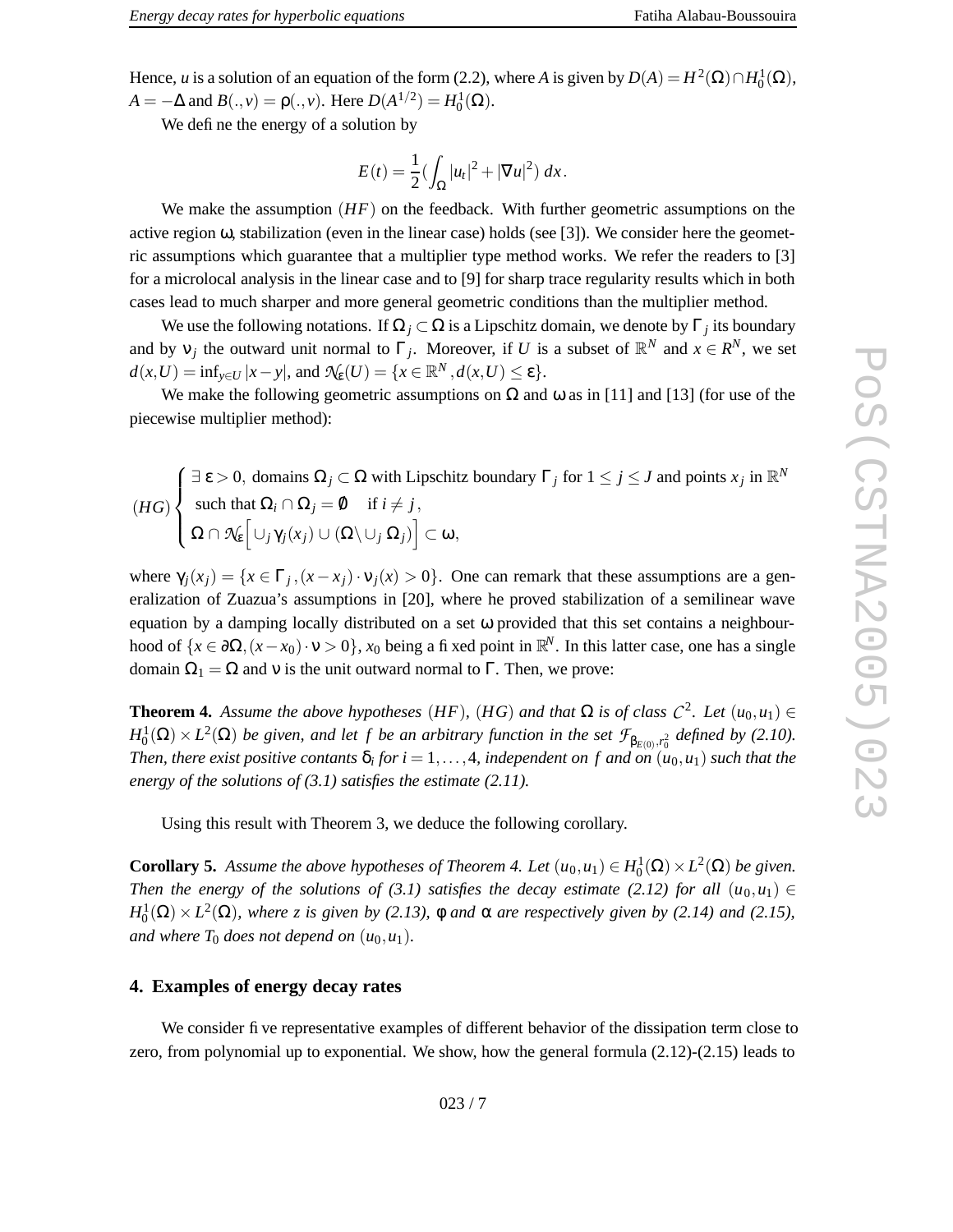Hence, $u$ is a solution of an equation of the form (2.2), where $A$ is given by $D(A) = H^2(\Omega) \cap H_0^1(\Omega)$, $A = -\Delta$ and $B(.,v) = \rho(.,v)$. Here $D(A^{1/2}) = H_0^1(\Omega)$.

We define the energy of a solution by

$$E(t) = \frac{1}{2}\left(\int_\Omega |u_t|^2 + |\nabla u|^2\right) dx.$$

We make the assumption $(HF)$ on the feedback. With further geometric assumptions on the active region $\omega$, stabilization (even in the linear case) holds (see [3]). We consider here the geometric assumptions which guarantee that a multiplier type method works. We refer the readers to [3] for a microlocal analysis in the linear case and to [9] for sharp trace regularity results which in both cases lead to much sharper and more general geometric conditions than the multiplier method.

We use the following notations. If $\Omega_j \subset \Omega$ is a Lipschitz domain, we denote by $\Gamma_j$ its boundary and by $\nu_j$ the outward unit normal to $\Gamma_j$. Moreover, if $U$ is a subset of $\mathbb{R}^N$ and $x \in R^N$, we set $d(x,U) = \inf_{y \in U} |x-y|$, and $\mathcal{N}_\varepsilon(U) = \{x \in \mathbb{R}^N, d(x,U) \leq \varepsilon\}$.

We make the following geometric assumptions on $\Omega$ and $\omega$ as in [11] and [13] (for use of the piecewise multiplier method):

$$(HG) \begin{cases} \exists\, \varepsilon > 0, \text{ domains } \Omega_j \subset \Omega \text{ with Lipschitz boundary } \Gamma_j \text{ for } 1 \leq j \leq J \text{ and points } x_j \text{ in } \mathbb{R}^N \\ \text{ such that } \Omega_i \cap \Omega_j = \emptyset \quad \text{if } i \neq j, \\ \Omega \cap \mathcal{N}_\varepsilon\Big[\cup_j \gamma_j(x_j) \cup (\Omega \backslash \cup_j \Omega_j)\Big] \subset \omega, \end{cases}$$

where $\gamma_j(x_j) = \{x \in \Gamma_j, (x - x_j) \cdot \nu_j(x) > 0\}$. One can remark that these assumptions are a generalization of Zuazua's assumptions in [20], where he proved stabilization of a semilinear wave equation by a damping locally distributed on a set $\omega$ provided that this set contains a neighbourhood of $\{x \in \partial\Omega, (x - x_0) \cdot \nu > 0\}$, $x_0$ being a fixed point in $\mathbb{R}^N$. In this latter case, one has a single domain $\Omega_1 = \Omega$ and $\nu$ is the unit outward normal to $\Gamma$. Then, we prove:

**Theorem 4.** *Assume the above hypotheses $(HF)$, $(HG)$ and that $\Omega$ is of class $\mathcal{C}^2$. Let $(u_0, u_1) \in H_0^1(\Omega) \times L^2(\Omega)$ be given, and let $f$ be an arbitrary function in the set $\mathcal{F}_{\beta_{E(0)}, r_0^2}$ defined by (2.10). Then, there exist positive contants $\delta_i$ for $i = 1, \ldots, 4$, independent on $f$ and on $(u_0, u_1)$ such that the energy of the solutions of (3.1) satisfies the estimate (2.11).*

Using this result with Theorem 3, we deduce the following corollary.

**Corollary 5.** *Assume the above hypotheses of Theorem 4. Let $(u_0, u_1) \in H_0^1(\Omega) \times L^2(\Omega)$ be given. Then the energy of the solutions of (3.1) satisfies the decay estimate (2.12) for all $(u_0, u_1) \in H_0^1(\Omega) \times L^2(\Omega)$, where $z$ is given by (2.13), $\varphi$ and $\alpha$ are respectively given by (2.14) and (2.15), and where $T_0$ does not depend on $(u_0, u_1)$.*

## 4. Examples of energy decay rates

We consider five representative examples of different behavior of the dissipation term close to zero, from polynomial up to exponential. We show, how the general formula (2.12)-(2.15) leads to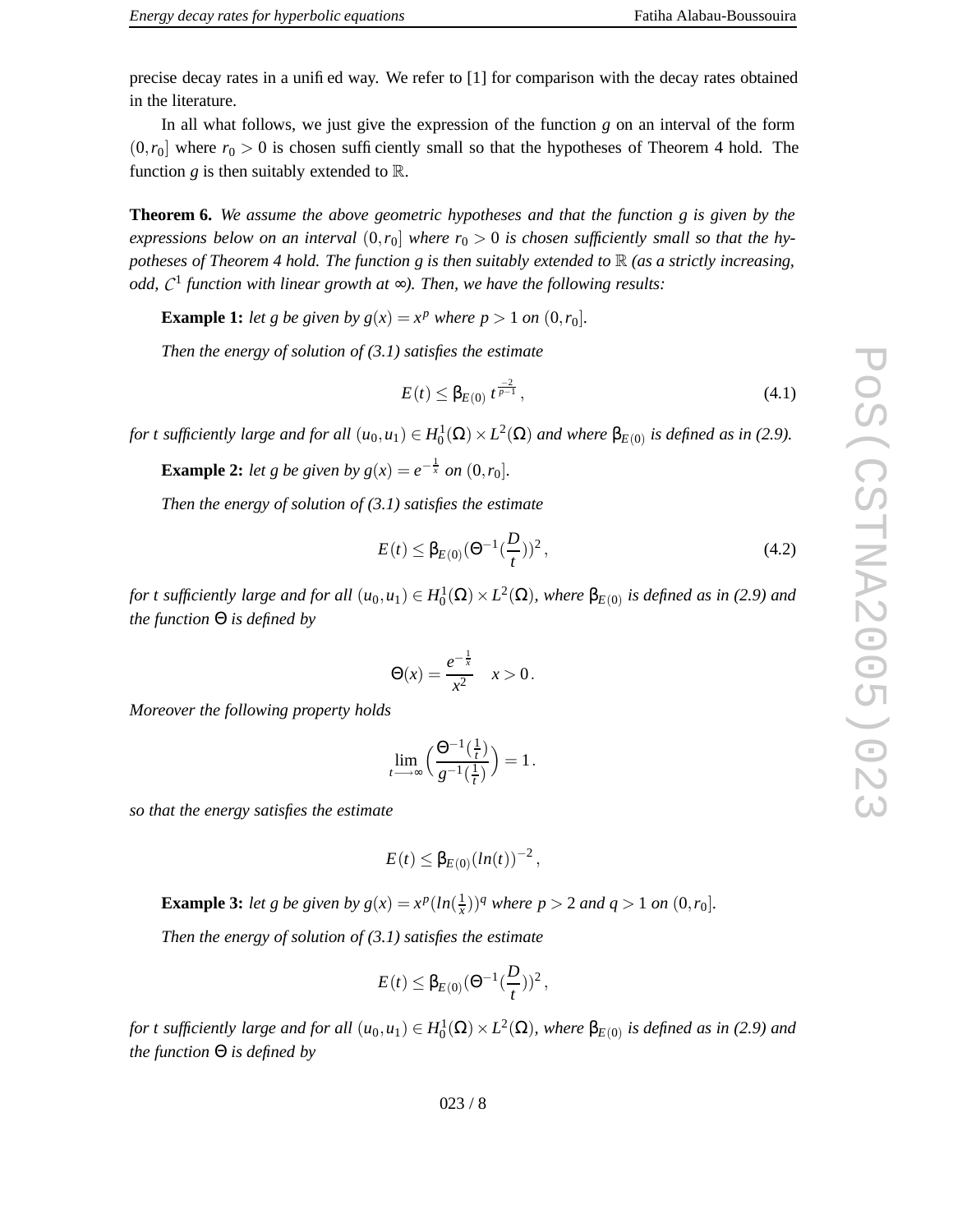precise decay rates in a unified way. We refer to [1] for comparison with the decay rates obtained in the literature.

In all what follows, we just give the expression of the function $g$ on an interval of the form $(0,r_0]$ where $r_0 > 0$ is chosen sufficiently small so that the hypotheses of Theorem 4 hold. The function $g$ is then suitably extended to $\mathbb{R}$.

**Theorem 6.** *We assume the above geometric hypotheses and that the function $g$ is given by the expressions below on an interval $(0,r_0]$ where $r_0 > 0$ is chosen sufficiently small so that the hypotheses of Theorem 4 hold. The function $g$ is then suitably extended to $\mathbb{R}$ (as a strictly increasing, odd, $C^1$ function with linear growth at $\infty$). Then, we have the following results:*

**Example 1:** *let $g$ be given by $g(x) = x^p$ where $p > 1$ on $(0,r_0]$.*

*Then the energy of solution of (3.1) satisfies the estimate*

$$E(t) \leq \beta_{E(0)}\, t^{\frac{-2}{p-1}}\,, \tag{4.1}$$

*for $t$ sufficiently large and for all $(u_0,u_1) \in H_0^1(\Omega) \times L^2(\Omega)$ and where $\beta_{E(0)}$ is defined as in (2.9).*

**Example 2:** *let $g$ be given by $g(x) = e^{-\frac{1}{x}}$ on $(0,r_0]$.*

*Then the energy of solution of (3.1) satisfies the estimate*

$$E(t) \leq \beta_{E(0)}(\Theta^{-1}(\frac{D}{t}))^2\,, \tag{4.2}$$

*for $t$ sufficiently large and for all $(u_0,u_1) \in H_0^1(\Omega) \times L^2(\Omega)$, where $\beta_{E(0)}$ is defined as in (2.9) and the function $\Theta$ is defined by*

$$\Theta(x) = \frac{e^{-\frac{1}{x}}}{x^2} \quad x > 0\,.$$

*Moreover the following property holds*

$$\lim_{t \longrightarrow \infty}\Big(\frac{\Theta^{-1}(\frac{1}{t})}{g^{-1}(\frac{1}{t})}\Big) = 1\,.$$

*so that the energy satisfies the estimate*

$$E(t) \leq \beta_{E(0)}(ln(t))^{-2}\,,$$

**Example 3:** *let $g$ be given by $g(x) = x^p(ln(\frac{1}{x}))^q$ where $p > 2$ and $q > 1$ on $(0,r_0]$.*

*Then the energy of solution of (3.1) satisfies the estimate*

$$E(t) \leq \beta_{E(0)}(\Theta^{-1}(\frac{D}{t}))^2\,,$$

*for $t$ sufficiently large and for all $(u_0,u_1) \in H_0^1(\Omega) \times L^2(\Omega)$, where $\beta_{E(0)}$ is defined as in (2.9) and the function $\Theta$ is defined by*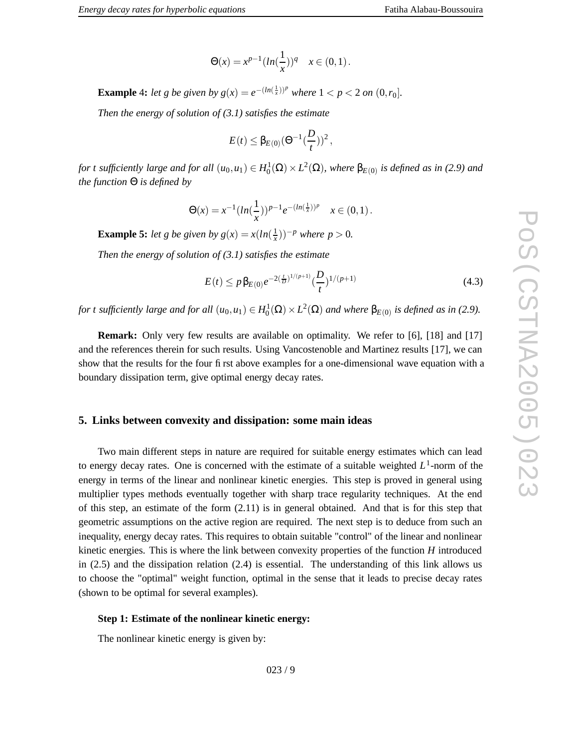$$\Theta(x) = x^{p-1}(ln(\frac{1}{x}))^q \quad x \in (0,1)\,.$$

**Example 4:** *let g be given by* $g(x) = e^{-(ln(\frac{1}{x}))^p}$ *where* $1 < p < 2$ *on* $(0, r_0]$.

*Then the energy of solution of (3.1) satisfies the estimate*

$$E(t) \leq \beta_{E(0)}(\Theta^{-1}(\frac{D}{t}))^2\,,$$

*for t sufficiently large and for all* $(u_0, u_1) \in H_0^1(\Omega) \times L^2(\Omega)$*, where* $\beta_{E(0)}$ *is defined as in (2.9) and the function* $\Theta$ *is defined by*

$$\Theta(x) = x^{-1}(ln(\frac{1}{x}))^{p-1}e^{-(ln(\frac{1}{x}))^p} \quad x \in (0,1)\,.$$

**Example 5:** *let g be given by* $g(x) = x(ln(\frac{1}{x}))^{-p}$ *where* $p > 0$*.*

*Then the energy of solution of (3.1) satisfies the estimate*

$$E(t) \leq p\,\beta_{E(0)}e^{-2(\frac{t}{D})^{1/(p+1)}}(\frac{D}{t})^{1/(p+1)} \tag{4.3}$$

*for t sufficiently large and for all* $(u_0, u_1) \in H_0^1(\Omega) \times L^2(\Omega)$ *and where* $\beta_{E(0)}$ *is defined as in (2.9).*

**Remark:** Only very few results are available on optimality. We refer to [6], [18] and [17] and the references therein for such results. Using Vancostenoble and Martinez results [17], we can show that the results for the four first above examples for a one-dimensional wave equation with a boundary dissipation term, give optimal energy decay rates.

## 5. Links between convexity and dissipation: some main ideas

Two main different steps in nature are required for suitable energy estimates which can lead to energy decay rates. One is concerned with the estimate of a suitable weighted $L^1$-norm of the energy in terms of the linear and nonlinear kinetic energies. This step is proved in general using multiplier types methods eventually together with sharp trace regularity techniques. At the end of this step, an estimate of the form (2.11) is in general obtained. And that is for this step that geometric assumptions on the active region are required. The next step is to deduce from such an inequality, energy decay rates. This requires to obtain suitable "control" of the linear and nonlinear kinetic energies. This is where the link between convexity properties of the function $H$ introduced in (2.5) and the dissipation relation (2.4) is essential. The understanding of this link allows us to choose the "optimal" weight function, optimal in the sense that it leads to precise decay rates (shown to be optimal for several examples).

**Step 1: Estimate of the nonlinear kinetic energy:**

The nonlinear kinetic energy is given by: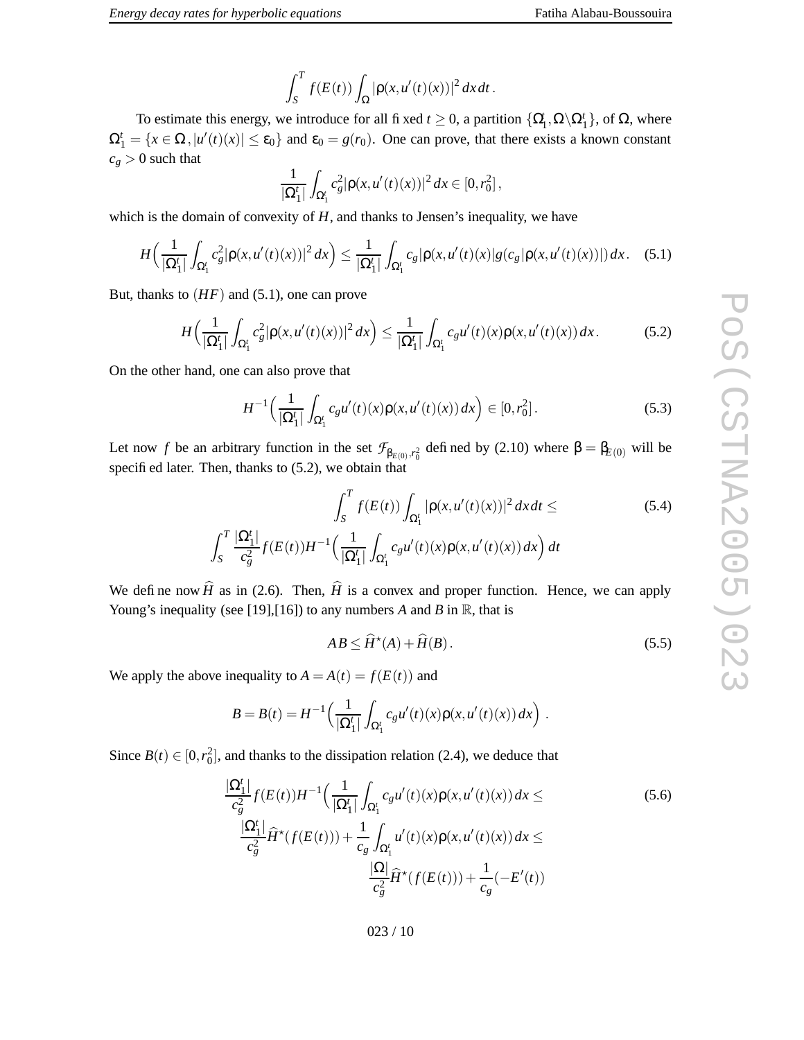$$\int_S^T f(E(t)) \int_\Omega |\rho(x, u'(t)(x))|^2 \, dx \, dt \, .$$

To estimate this energy, we introduce for all fixed $t \geq 0$, a partition $\{\Omega_1^t, \Omega \backslash \Omega_1^t\}$, of $\Omega$, where $\Omega_1^t = \{x \in \Omega \,, |u'(t)(x)| \leq \varepsilon_0\}$ and $\varepsilon_0 = g(r_0)$. One can prove, that there exists a known constant $c_g > 0$ such that

$$\frac{1}{|\Omega_1^t|} \int_{\Omega_1^t} c_g^2 |\rho(x, u'(t)(x))|^2 \, dx \in [0, r_0^2] \, ,$$

which is the domain of convexity of $H$, and thanks to Jensen's inequality, we have

$$H\Big(\frac{1}{|\Omega_1^t|} \int_{\Omega_1^t} c_g^2 |\rho(x, u'(t)(x))|^2 \, dx\Big) \leq \frac{1}{|\Omega_1^t|} \int_{\Omega_1^t} c_g |\rho(x, u'(t)(x)| g(c_g |\rho(x, u'(t)(x))|) \, dx \, . \quad (5.1)$$

But, thanks to $(HF)$ and (5.1), one can prove

$$H\Big(\frac{1}{|\Omega_1^t|} \int_{\Omega_1^t} c_g^2 |\rho(x, u'(t)(x))|^2 \, dx\Big) \leq \frac{1}{|\Omega_1^t|} \int_{\Omega_1^t} c_g u'(t)(x) \rho(x, u'(t)(x)) \, dx \, . \quad (5.2)$$

On the other hand, one can also prove that

$$H^{-1}\Big(\frac{1}{|\Omega_1^t|} \int_{\Omega_1^t} c_g u'(t)(x) \rho(x, u'(t)(x)) \, dx\Big) \in [0, r_0^2] \, . \quad (5.3)$$

Let now $f$ be an arbitrary function in the set $\mathcal{F}_{\beta_{E(0)}, r_0^2}$ defined by (2.10) where $\beta = \beta_{E(0)}$ will be specified later. Then, thanks to (5.2), we obtain that

$$\int_S^T f(E(t)) \int_{\Omega_1^t} |\rho(x, u'(t)(x))|^2 \, dx \, dt \leq \quad (5.4)$$
$$\int_S^T \frac{|\Omega_1^t|}{c_g^2} f(E(t)) H^{-1}\Big(\frac{1}{|\Omega_1^t|} \int_{\Omega_1^t} c_g u'(t)(x) \rho(x, u'(t)(x)) \, dx\Big) \, dt$$

We define now $\widehat{H}$ as in (2.6). Then, $\widehat{H}$ is a convex and proper function. Hence, we can apply Young's inequality (see [19],[16]) to any numbers $A$ and $B$ in $\mathbb{R}$, that is

$$AB \leq \widehat{H}^\star(A) + \widehat{H}(B) \, . \quad (5.5)$$

We apply the above inequality to $A = A(t) = f(E(t))$ and

$$B = B(t) = H^{-1}\Big(\frac{1}{|\Omega_1^t|} \int_{\Omega_1^t} c_g u'(t)(x) \rho(x, u'(t)(x)) \, dx\Big) \, .$$

Since $B(t) \in [0, r_0^2]$, and thanks to the dissipation relation (2.4), we deduce that

$$\frac{|\Omega_1^t|}{c_g^2} f(E(t)) H^{-1}\Big(\frac{1}{|\Omega_1^t|} \int_{\Omega_1^t} c_g u'(t)(x) \rho(x, u'(t)(x)) \, dx \leq \quad (5.6)$$
$$\frac{|\Omega_1^t|}{c_g^2} \widehat{H}^\star(f(E(t))) + \frac{1}{c_g} \int_{\Omega_1^t} u'(t)(x) \rho(x, u'(t)(x)) \, dx \leq$$
$$\frac{|\Omega|}{c_g^2} \widehat{H}^\star(f(E(t))) + \frac{1}{c_g}(-E'(t))$$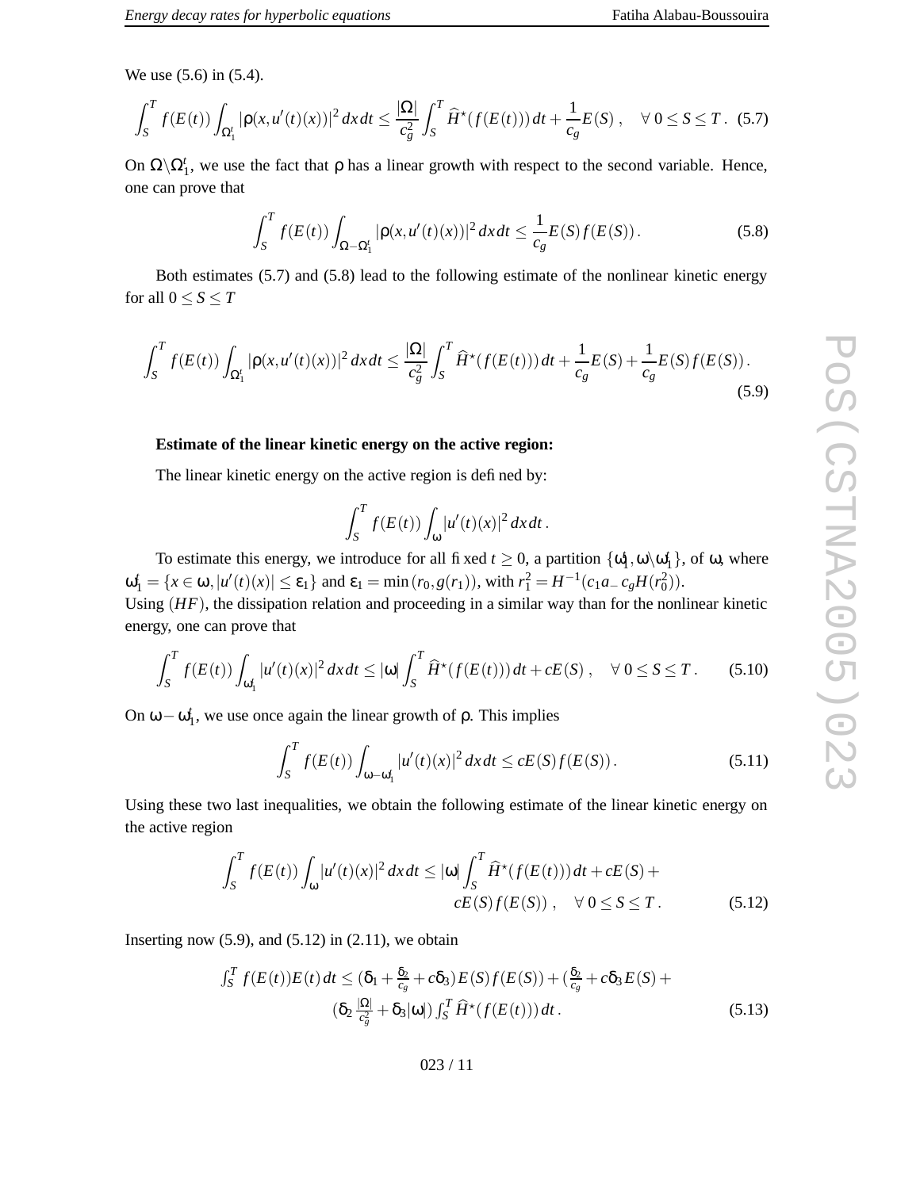We use (5.6) in (5.4).

$$\int_S^T f(E(t)) \int_{\Omega_1^t} |\rho(x, u'(t)(x))|^2 \, dx dt \leq \frac{|\Omega|}{c_g^2} \int_S^T \widehat{H}^\star(f(E(t))) \, dt + \frac{1}{c_g} E(S) \,, \quad \forall \, 0 \leq S \leq T \,. \quad (5.7)$$

On $\Omega \backslash \Omega_1^t$, we use the fact that $\rho$ has a linear growth with respect to the second variable. Hence, one can prove that

$$\int_S^T f(E(t)) \int_{\Omega - \Omega_1^t} |\rho(x, u'(t)(x))|^2 \, dx dt \leq \frac{1}{c_g} E(S) f(E(S)) \,. \quad (5.8)$$

Both estimates (5.7) and (5.8) lead to the following estimate of the nonlinear kinetic energy for all $0 \leq S \leq T$

$$\int_S^T f(E(t)) \int_{\Omega_1^t} |\rho(x, u'(t)(x))|^2 \, dx dt \leq \frac{|\Omega|}{c_g^2} \int_S^T \widehat{H}^\star(f(E(t))) \, dt + \frac{1}{c_g} E(S) + \frac{1}{c_g} E(S) f(E(S)) \,. \quad (5.9)$$

**Estimate of the linear kinetic energy on the active region:**

The linear kinetic energy on the active region is defined by:

$$\int_S^T f(E(t)) \int_\omega |u'(t)(x)|^2 \, dx dt \,.$$

To estimate this energy, we introduce for all fixed $t \geq 0$, a partition $\{\omega_1^t, \omega \backslash \omega_1^t\}$, of $\omega$, where $\omega_1^t = \{x \in \omega, |u'(t)(x)| \leq \varepsilon_1\}$ and $\varepsilon_1 = \min(r_0, g(r_1))$, with $r_1^2 = H^{-1}(c_1 a_- c_g H(r_0^2))$.
Using $(HF)$, the dissipation relation and proceeding in a similar way than for the nonlinear kinetic energy, one can prove that

$$\int_S^T f(E(t)) \int_{\omega_1^t} |u'(t)(x)|^2 \, dx dt \leq |\omega| \int_S^T \widehat{H}^\star(f(E(t))) \, dt + cE(S) \,, \quad \forall \, 0 \leq S \leq T \,. \quad (5.10)$$

On $\omega - \omega_1^t$, we use once again the linear growth of $\rho$. This implies

$$\int_S^T f(E(t)) \int_{\omega - \omega_1^t} |u'(t)(x)|^2 \, dx dt \leq cE(S) f(E(S)) \,. \quad (5.11)$$

Using these two last inequalities, we obtain the following estimate of the linear kinetic energy on the active region

$$\int_S^T f(E(t)) \int_\omega |u'(t)(x)|^2 \, dx dt \leq |\omega| \int_S^T \widehat{H}^\star(f(E(t))) \, dt + cE(S) + cE(S) f(E(S)) \,, \quad \forall \, 0 \leq S \leq T \,. \quad (5.12)$$

Inserting now (5.9), and (5.12) in (2.11), we obtain

$$\int_S^T f(E(t)) E(t) \, dt \leq (\delta_1 + \tfrac{\delta_2}{c_g} + c\delta_3) E(S) f(E(S)) + (\tfrac{\delta_2}{c_g} + c\delta_3 E(S) + (\delta_2 \tfrac{|\Omega|}{c_g^2} + \delta_3 |\omega|) \int_S^T \widehat{H}^\star(f(E(t))) \, dt \,. \quad (5.13)$$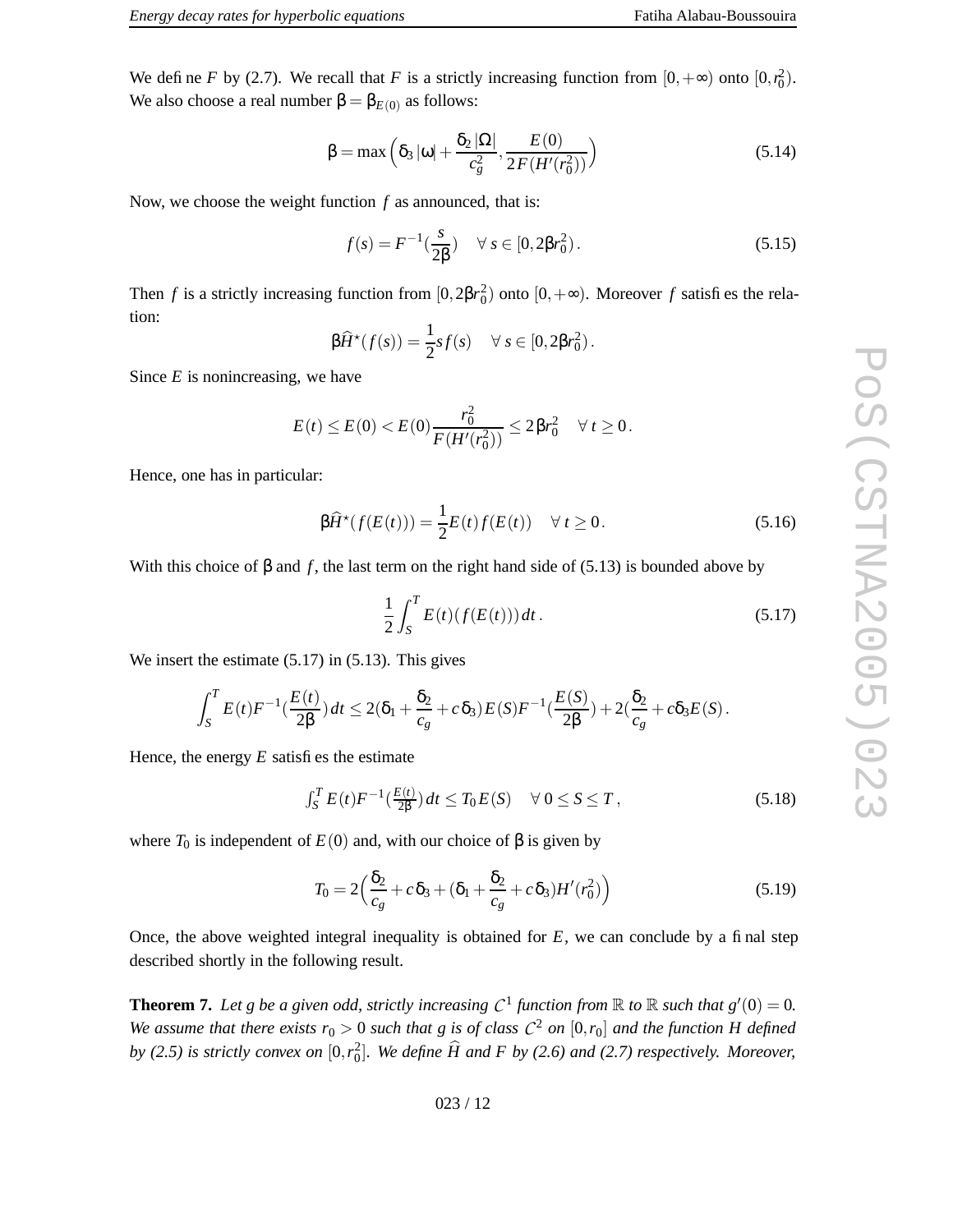We define $F$ by (2.7). We recall that $F$ is a strictly increasing function from $[0,+\infty)$ onto $[0,r_0^2)$. We also choose a real number $\beta = \beta_{E(0)}$ as follows:

$$\beta = \max\Big(\delta_3\,|\omega| + \frac{\delta_2\,|\Omega|}{c_g^2}, \frac{E(0)}{2F(H'(r_0^2))}\Big) \tag{5.14}$$

Now, we choose the weight function $f$ as announced, that is:

$$f(s) = F^{-1}(\frac{s}{2\beta}) \quad \forall\, s \in [0, 2\beta r_0^2)\,. \tag{5.15}$$

Then $f$ is a strictly increasing function from $[0,2\beta r_0^2)$ onto $[0,+\infty)$. Moreover $f$ satisfies the relation:

$$\beta \widehat{H}^\star(f(s)) = \frac{1}{2} s f(s) \quad \forall\, s \in [0, 2\beta r_0^2)\,.$$

Since $E$ is nonincreasing, we have

$$E(t) \le E(0) < E(0)\frac{r_0^2}{F(H'(r_0^2))} \le 2\beta r_0^2 \quad \forall\, t \ge 0\,.$$

Hence, one has in particular:

$$\beta \widehat{H}^\star(f(E(t))) = \frac{1}{2}E(t) f(E(t)) \quad \forall\, t \ge 0\,. \tag{5.16}$$

With this choice of $\beta$ and $f$, the last term on the right hand side of (5.13) is bounded above by

$$\frac{1}{2}\int_S^T E(t)(f(E(t)))\,dt\,. \tag{5.17}$$

We insert the estimate (5.17) in (5.13). This gives

$$\int_S^T E(t)F^{-1}(\frac{E(t)}{2\beta})\,dt \le 2(\delta_1 + \frac{\delta_2}{c_g} + c\,\delta_3)E(S)F^{-1}(\frac{E(S)}{2\beta}) + 2(\frac{\delta_2}{c_g} + c\delta_3 E(S)\,.$$

Hence, the energy $E$ satisfies the estimate

$$\textstyle\int_S^T E(t)F^{-1}(\frac{E(t)}{2\beta})\,dt \le T_0\,E(S) \quad \forall\, 0 \le S \le T\,, \tag{5.18}$$

where $T_0$ is independent of $E(0)$ and, with our choice of $\beta$ is given by

$$T_0 = 2\Big(\frac{\delta_2}{c_g} + c\,\delta_3 + (\delta_1 + \frac{\delta_2}{c_g} + c\,\delta_3)H'(r_0^2)\Big) \tag{5.19}$$

Once, the above weighted integral inequality is obtained for $E$, we can conclude by a final step described shortly in the following result.

**Theorem 7.** *Let $g$ be a given odd, strictly increasing $\mathcal{C}^1$ function from $\mathbb{R}$ to $\mathbb{R}$ such that $g'(0) = 0$. We assume that there exists $r_0 > 0$ such that $g$ is of class $\mathcal{C}^2$ on $[0,r_0]$ and the function $H$ defined by (2.5) is strictly convex on $[0,r_0^2]$. We define $\widehat{H}$ and $F$ by (2.6) and (2.7) respectively. Moreover,*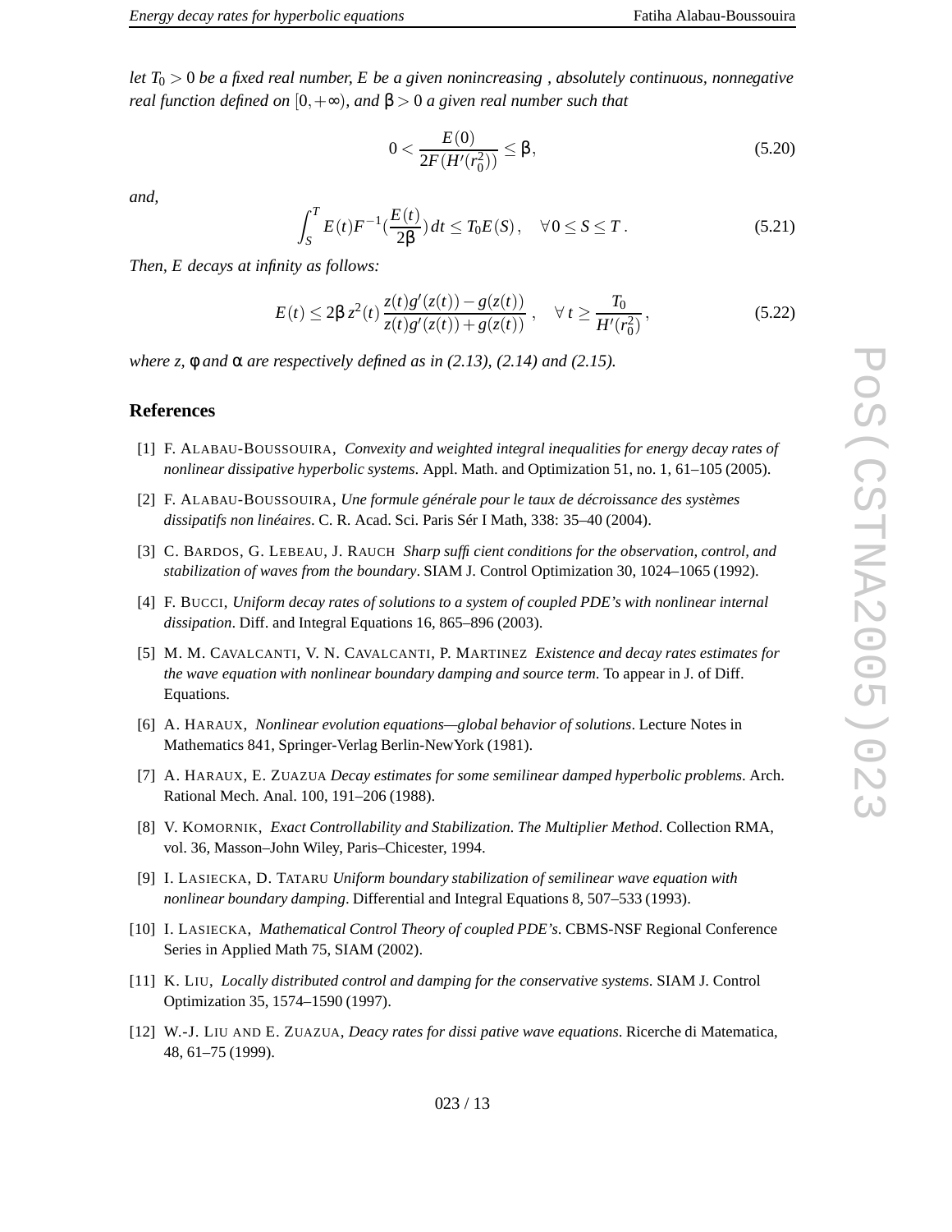*let $T_0 > 0$ be a fixed real number, $E$ be a given nonincreasing , absolutely continuous, nonnegative real function defined on $[0,+\infty)$, and $\beta > 0$ a given real number such that*

$$0 < \frac{E(0)}{2F(H'(r_0^2))} \leq \beta, \tag{5.20}$$

*and,*

$$\int_S^T E(t)F^{-1}(\frac{E(t)}{2\beta})\,dt \leq T_0 E(S), \quad \forall\, 0 \leq S \leq T\,. \tag{5.21}$$

*Then, $E$ decays at infinity as follows:*

$$E(t) \leq 2\beta\, z^2(t)\, \frac{z(t)g'(z(t)) - g(z(t))}{z(t)g'(z(t)) + g(z(t))}\,, \quad \forall\, t \geq \frac{T_0}{H'(r_0^2)}\,, \tag{5.22}$$

*where $z$, $\phi$ and $\alpha$ are respectively defined as in (2.13), (2.14) and (2.15).*

## References

[1] F. Alabau-Boussouira, *Convexity and weighted integral inequalities for energy decay rates of nonlinear dissipative hyperbolic systems*. Appl. Math. and Optimization 51, no. 1, 61–105 (2005).

[2] F. Alabau-Boussouira, *Une formule générale pour le taux de décroissance des systèmes dissipatifs non linéaires*. C. R. Acad. Sci. Paris Sér I Math, 338: 35–40 (2004).

[3] C. Bardos, G. Lebeau, J. Rauch *Sharp sufficient conditions for the observation, control, and stabilization of waves from the boundary*. SIAM J. Control Optimization 30, 1024–1065 (1992).

[4] F. Bucci, *Uniform decay rates of solutions to a system of coupled PDE's with nonlinear internal dissipation*. Diff. and Integral Equations 16, 865–896 (2003).

[5] M. M. Cavalcanti, V. N. Cavalcanti, P. Martinez *Existence and decay rates estimates for the wave equation with nonlinear boundary damping and source term.* To appear in J. of Diff. Equations.

[6] A. Haraux, *Nonlinear evolution equations—global behavior of solutions*. Lecture Notes in Mathematics 841, Springer-Verlag Berlin-NewYork (1981).

[7] A. Haraux, E. Zuazua *Decay estimates for some semilinear damped hyperbolic problems*. Arch. Rational Mech. Anal. 100, 191–206 (1988).

[8] V. Komornik, *Exact Controllability and Stabilization. The Multiplier Method*. Collection RMA, vol. 36, Masson–John Wiley, Paris–Chicester, 1994.

[9] I. Lasiecka, D. Tataru *Uniform boundary stabilization of semilinear wave equation with nonlinear boundary damping*. Differential and Integral Equations 8, 507–533 (1993).

[10] I. Lasiecka, *Mathematical Control Theory of coupled PDE's*. CBMS-NSF Regional Conference Series in Applied Math 75, SIAM (2002).

[11] K. Liu, *Locally distributed control and damping for the conservative systems*. SIAM J. Control Optimization 35, 1574–1590 (1997).

[12] W.-J. Liu and E. Zuazua, *Deacy rates for dissi pative wave equations*. Ricerche di Matematica, 48, 61–75 (1999).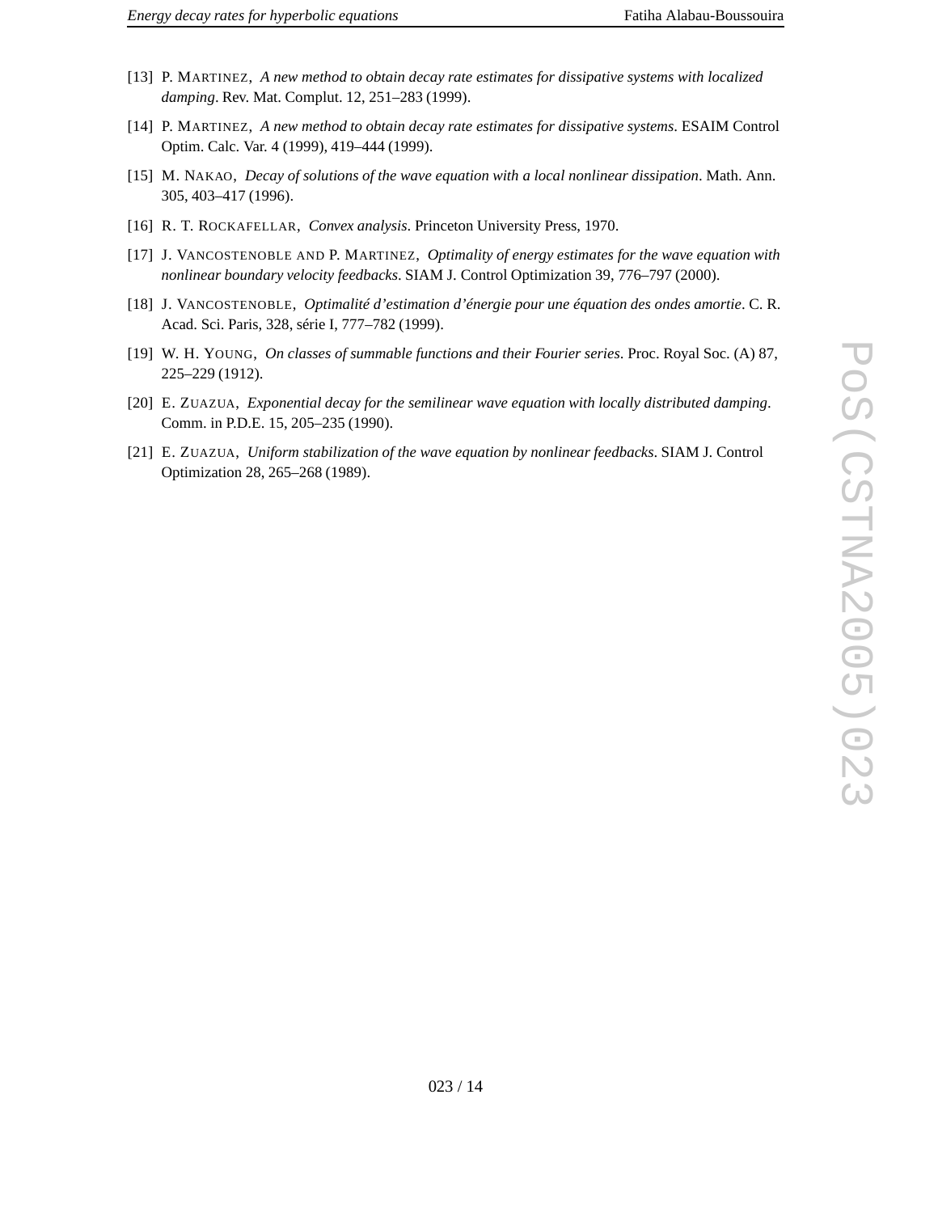[13] P. MARTINEZ, *A new method to obtain decay rate estimates for dissipative systems with localized damping*. Rev. Mat. Complut. 12, 251–283 (1999).

[14] P. MARTINEZ, *A new method to obtain decay rate estimates for dissipative systems*. ESAIM Control Optim. Calc. Var. 4 (1999), 419–444 (1999).

[15] M. NAKAO, *Decay of solutions of the wave equation with a local nonlinear dissipation*. Math. Ann. 305, 403–417 (1996).

[16] R. T. ROCKAFELLAR, *Convex analysis*. Princeton University Press, 1970.

[17] J. VANCOSTENOBLE AND P. MARTINEZ, *Optimality of energy estimates for the wave equation with nonlinear boundary velocity feedbacks*. SIAM J. Control Optimization 39, 776–797 (2000).

[18] J. VANCOSTENOBLE, *Optimalité d'estimation d'énergie pour une équation des ondes amortie*. C. R. Acad. Sci. Paris, 328, série I, 777–782 (1999).

[19] W. H. YOUNG, *On classes of summable functions and their Fourier series*. Proc. Royal Soc. (A) 87, 225–229 (1912).

[20] E. ZUAZUA, *Exponential decay for the semilinear wave equation with locally distributed damping*. Comm. in P.D.E. 15, 205–235 (1990).

[21] E. ZUAZUA, *Uniform stabilization of the wave equation by nonlinear feedbacks*. SIAM J. Control Optimization 28, 265–268 (1989).